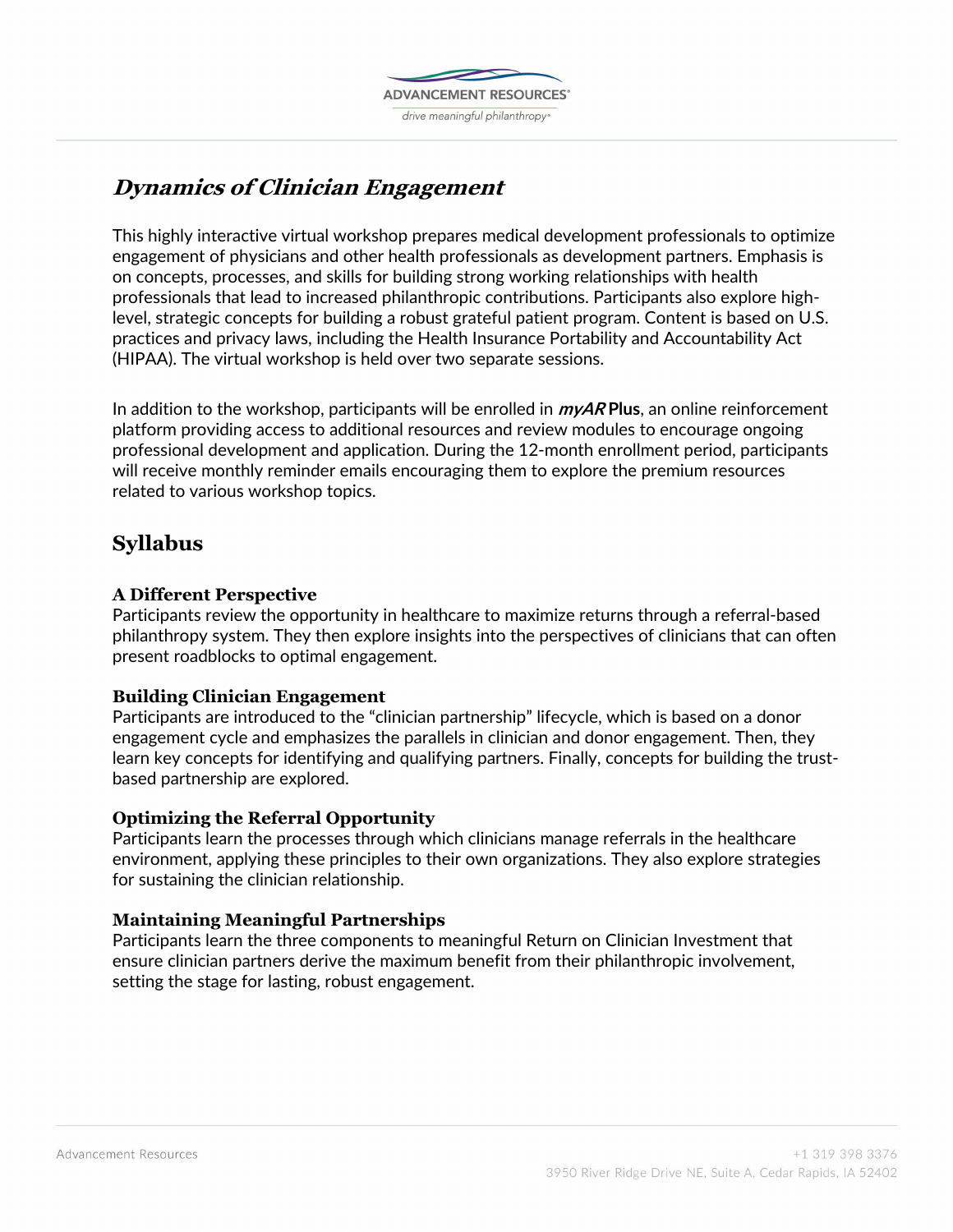# *Dynamics of Clinician Engagement*

This highly interactive virtual workshop prepares medical development professionals to optimize engagement of physicians and other health professionals as development partners. Emphasis is on concepts, processes, and skills for building strong working relationships with health professionals that lead to increased philanthropic contributions. Participants also explore high-level, strategic concepts for building a robust grateful patient program. Content is based on U.S. practices and privacy laws, including the Health Insurance Portability and Accountability Act (HIPAA). The virtual workshop is held over two separate sessions.

In addition to the workshop, participants will be enrolled in ***myAR* Plus**, an online reinforcement platform providing access to additional resources and review modules to encourage ongoing professional development and application. During the 12-month enrollment period, participants will receive monthly reminder emails encouraging them to explore the premium resources related to various workshop topics.

## Syllabus

### A Different Perspective

Participants review the opportunity in healthcare to maximize returns through a referral-based philanthropy system. They then explore insights into the perspectives of clinicians that can often present roadblocks to optimal engagement.

### Building Clinician Engagement

Participants are introduced to the "clinician partnership" lifecycle, which is based on a donor engagement cycle and emphasizes the parallels in clinician and donor engagement. Then, they learn key concepts for identifying and qualifying partners. Finally, concepts for building the trust-based partnership are explored.

### Optimizing the Referral Opportunity

Participants learn the processes through which clinicians manage referrals in the healthcare environment, applying these principles to their own organizations. They also explore strategies for sustaining the clinician relationship.

### Maintaining Meaningful Partnerships

Participants learn the three components to meaningful Return on Clinician Investment that ensure clinician partners derive the maximum benefit from their philanthropic involvement, setting the stage for lasting, robust engagement.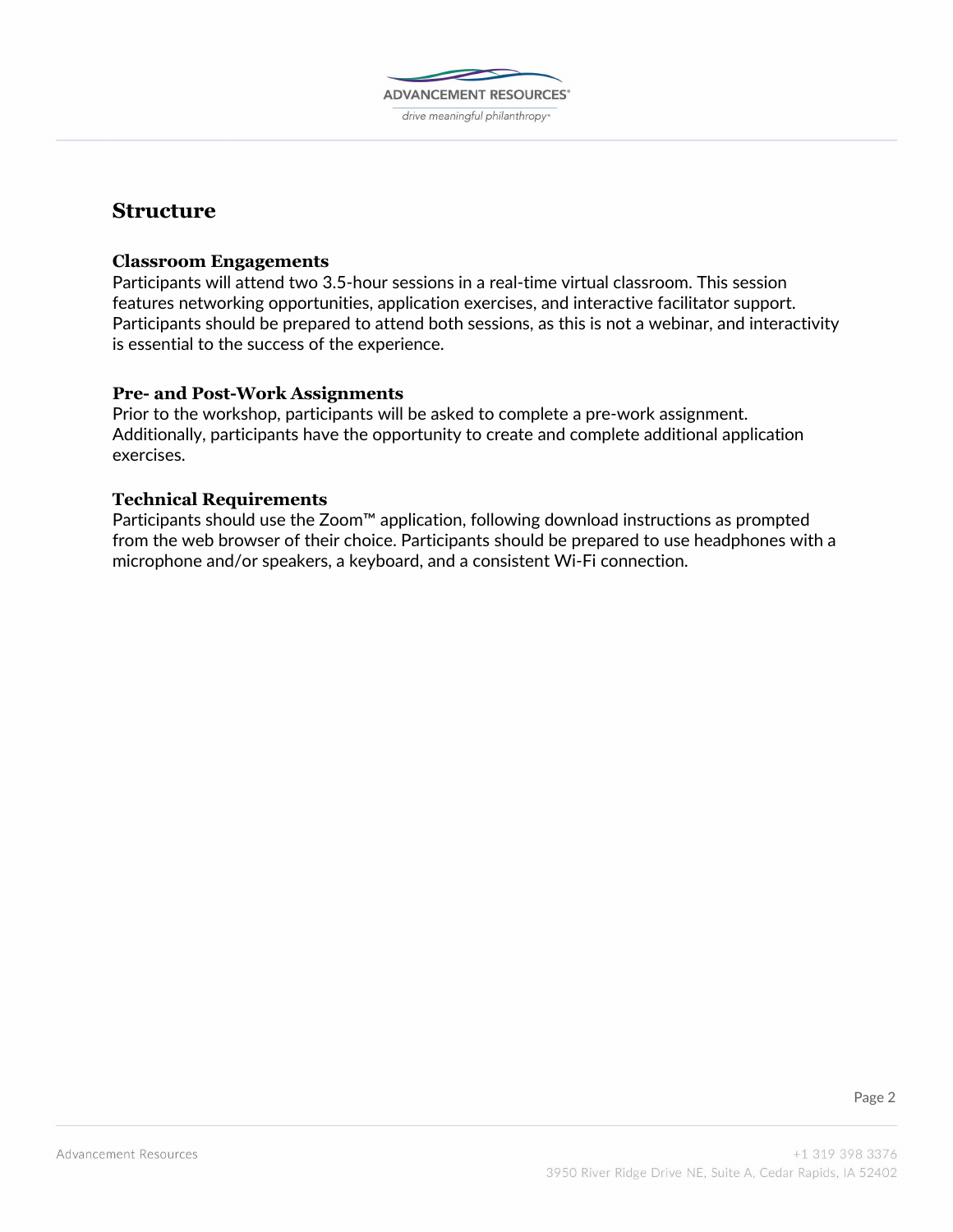## Structure

### Classroom Engagements

Participants will attend two 3.5-hour sessions in a real-time virtual classroom. This session features networking opportunities, application exercises, and interactive facilitator support. Participants should be prepared to attend both sessions, as this is not a webinar, and interactivity is essential to the success of the experience.

### Pre- and Post-Work Assignments

Prior to the workshop, participants will be asked to complete a pre-work assignment. Additionally, participants have the opportunity to create and complete additional application exercises.

### Technical Requirements

Participants should use the Zoom™ application, following download instructions as prompted from the web browser of their choice. Participants should be prepared to use headphones with a microphone and/or speakers, a keyboard, and a consistent Wi-Fi connection.